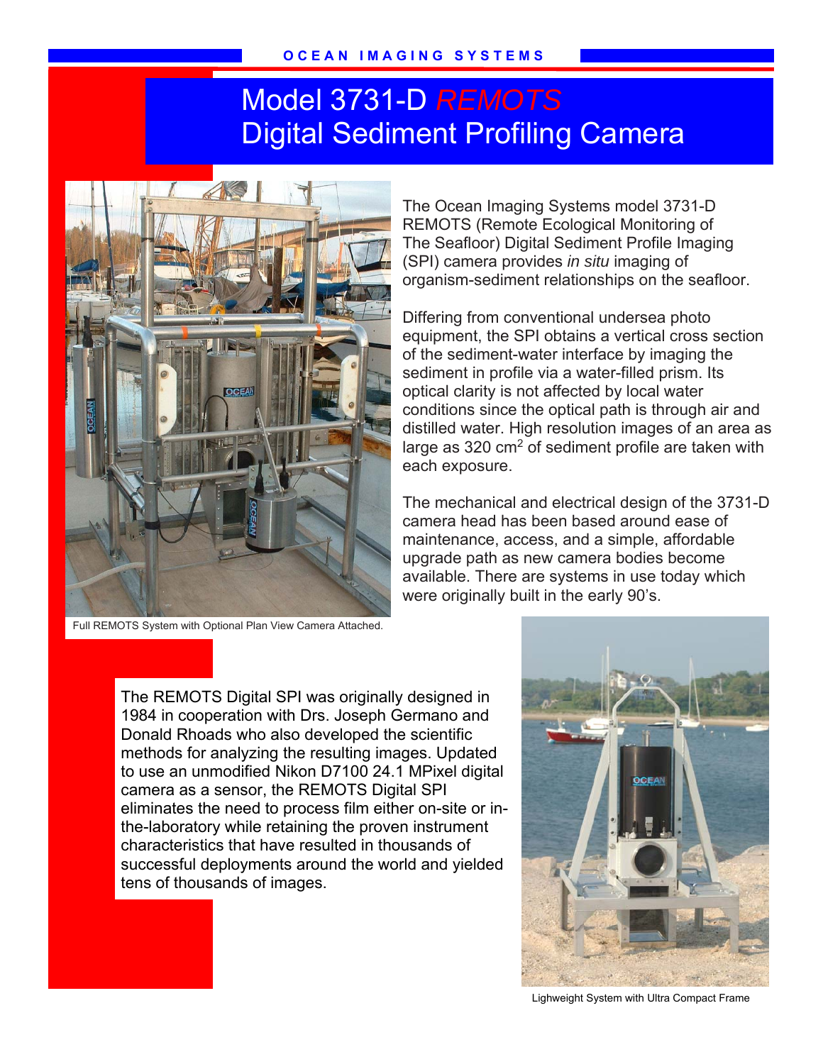OCEAN IMAGING SYSTEMS

# Model 3731-D *REMOTS* Digital Sediment Profiling Camera

The Ocean Imaging Systems model 3731-D REMOTS (Remote Ecological Monitoring of The Seafloor) Digital Sediment Profile Imaging (SPI) camera provides *in situ* imaging of organism-sediment relationships on the seafloor.

Differing from conventional undersea photo equipment, the SPI obtains a vertical cross section of the sediment-water interface by imaging the sediment in profile via a water-filled prism. Its optical clarity is not affected by local water conditions since the optical path is through air and distilled water. High resolution images of an area as large as 320 $cm^2$ of sediment profile are taken with each exposure.

The mechanical and electrical design of the 3731-D camera head has been based around ease of maintenance, access, and a simple, affordable upgrade path as new camera bodies become available. There are systems in use today which were originally built in the early 90's.

Full REMOTS System with Optional Plan View Camera Attached.

The REMOTS Digital SPI was originally designed in 1984 in cooperation with Drs. Joseph Germano and Donald Rhoads who also developed the scientific methods for analyzing the resulting images. Updated to use an unmodified Nikon D7100 24.1 MPixel digital camera as a sensor, the REMOTS Digital SPI eliminates the need to process film either on-site or in-the-laboratory while retaining the proven instrument characteristics that have resulted in thousands of successful deployments around the world and yielded tens of thousands of images.

Lighweight System with Ultra Compact Frame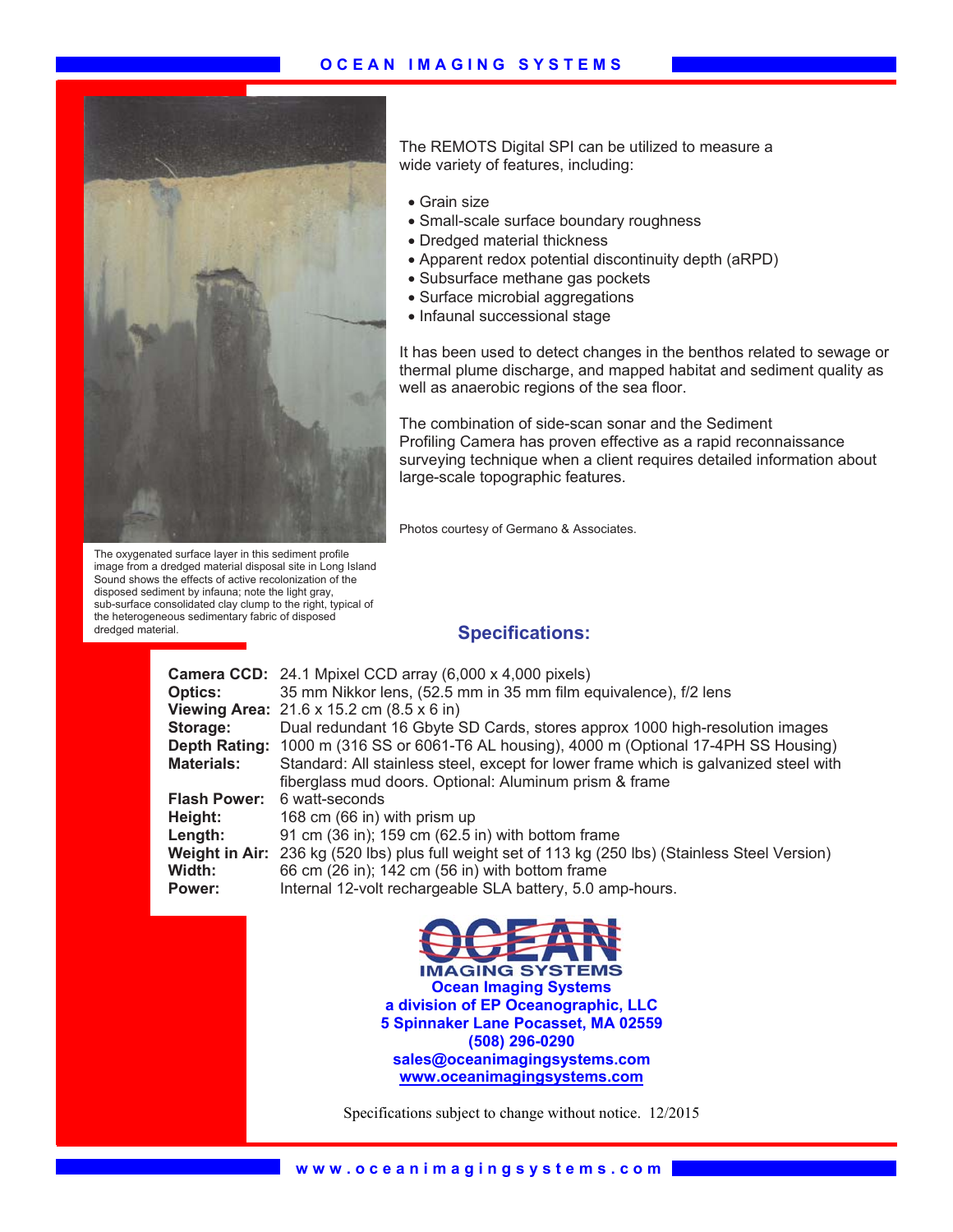The oxygenated surface layer in this sediment profile image from a dredged material disposal site in Long Island Sound shows the effects of active recolonization of the disposed sediment by infauna; note the light gray, sub-surface consolidated clay clump to the right, typical of the heterogeneous sedimentary fabric of disposed dredged material.

The REMOTS Digital SPI can be utilized to measure a wide variety of features, including:

- Grain size
- Small-scale surface boundary roughness
- Dredged material thickness
- Apparent redox potential discontinuity depth (aRPD)
- Subsurface methane gas pockets
- Surface microbial aggregations
- Infaunal successional stage

It has been used to detect changes in the benthos related to sewage or thermal plume discharge, and mapped habitat and sediment quality as well as anaerobic regions of the sea floor.

The combination of side-scan sonar and the Sediment Profiling Camera has proven effective as a rapid reconnaissance surveying technique when a client requires detailed information about large-scale topographic features.

Photos courtesy of Germano & Associates.

## Specifications:

| | |
|---|---|
| **Camera CCD:** | 24.1 Mpixel CCD array (6,000 x 4,000 pixels) |
| **Optics:** | 35 mm Nikkor lens, (52.5 mm in 35 mm film equivalence), f/2 lens |
| **Viewing Area:** | 21.6 x 15.2 cm (8.5 x 6 in) |
| **Storage:** | Dual redundant 16 Gbyte SD Cards, stores approx 1000 high-resolution images |
| **Depth Rating:** | 1000 m (316 SS or 6061-T6 AL housing), 4000 m (Optional 17-4PH SS Housing) |
| **Materials:** | Standard: All stainless steel, except for lower frame which is galvanized steel with fiberglass mud doors. Optional: Aluminum prism & frame |
| **Flash Power:** | 6 watt-seconds |
| **Height:** | 168 cm (66 in) with prism up |
| **Length:** | 91 cm (36 in); 159 cm (62.5 in) with bottom frame |
| **Weight in Air:** | 236 kg (520 lbs) plus full weight set of 113 kg (250 lbs) (Stainless Steel Version) |
| **Width:** | 66 cm (26 in); 142 cm (56 in) with bottom frame |
| **Power:** | Internal 12-volt rechargeable SLA battery, 5.0 amp-hours. |

OCEAN IMAGING SYSTEMS

**Ocean Imaging Systems**
**a division of EP Oceanographic, LLC**
**5 Spinnaker Lane Pocasset, MA 02559**
**(508) 296-0290**
**sales@oceanimagingsystems.com**
**www.oceanimagingsystems.com**

Specifications subject to change without notice. 12/2015